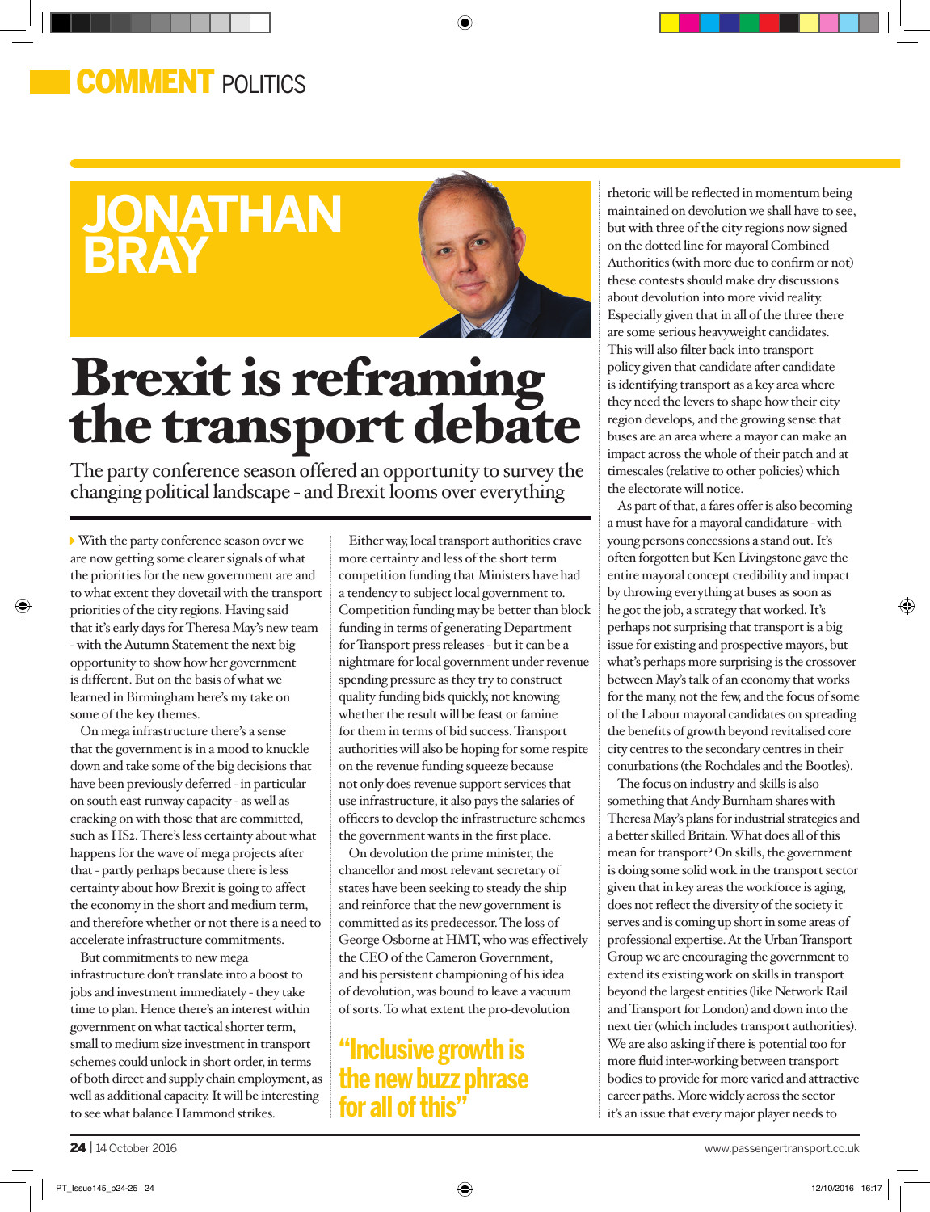COMMENT POLITICS

# JONATHAN BRAY

# Brexit is reframing the transport debate

The party conference season offered an opportunity to survey the changing political landscape - and Brexit looms over everything

With the party conference season over we are now getting some clearer signals of what the priorities for the new government are and to what extent they dovetail with the transport priorities of the city regions. Having said that it's early days for Theresa May's new team - with the Autumn Statement the next big opportunity to show how her government is different. But on the basis of what we learned in Birmingham here's my take on some of the key themes.

On mega infrastructure there's a sense that the government is in a mood to knuckle down and take some of the big decisions that have been previously deferred - in particular on south east runway capacity - as well as cracking on with those that are committed, such as HS2. There's less certainty about what happens for the wave of mega projects after that - partly perhaps because there is less certainty about how Brexit is going to affect the economy in the short and medium term, and therefore whether or not there is a need to accelerate infrastructure commitments.

But commitments to new mega infrastructure don't translate into a boost to jobs and investment immediately - they take time to plan. Hence there's an interest within government on what tactical shorter term, small to medium size investment in transport schemes could unlock in short order, in terms of both direct and supply chain employment, as well as additional capacity. It will be interesting to see what balance Hammond strikes.

Either way, local transport authorities crave more certainty and less of the short term competition funding that Ministers have had a tendency to subject local government to. Competition funding may be better than block funding in terms of generating Department for Transport press releases - but it can be a nightmare for local government under revenue spending pressure as they try to construct quality funding bids quickly, not knowing whether the result will be feast or famine for them in terms of bid success. Transport authorities will also be hoping for some respite on the revenue funding squeeze because not only does revenue support services that use infrastructure, it also pays the salaries of officers to develop the infrastructure schemes the government wants in the first place.

On devolution the prime minister, the chancellor and most relevant secretary of states have been seeking to steady the ship and reinforce that the new government is committed as its predecessor. The loss of George Osborne at HMT, who was effectively the CEO of the Cameron Government, and his persistent championing of his idea of devolution, was bound to leave a vacuum of sorts. To what extent the pro-devolution rhetoric will be reflected in momentum being maintained on devolution we shall have to see, but with three of the city regions now signed on the dotted line for mayoral Combined Authorities (with more due to confirm or not) these contests should make dry discussions about devolution into more vivid reality. Especially given that in all of the three there are some serious heavyweight candidates. This will also filter back into transport policy given that candidate after candidate is identifying transport as a key area where they need the levers to shape how their city region develops, and the growing sense that buses are an area where a mayor can make an impact across the whole of their patch and at timescales (relative to other policies) which the electorate will notice.

> "Inclusive growth is the new buzz phrase for all of this"

As part of that, a fares offer is also becoming a must have for a mayoral candidature - with young persons concessions a stand out. It's often forgotten but Ken Livingstone gave the entire mayoral concept credibility and impact by throwing everything at buses as soon as he got the job, a strategy that worked. It's perhaps not surprising that transport is a big issue for existing and prospective mayors, but what's perhaps more surprising is the crossover between May's talk of an economy that works for the many, not the few, and the focus of some of the Labour mayoral candidates on spreading the benefits of growth beyond revitalised core city centres to the secondary centres in their conurbations (the Rochdales and the Bootles).

The focus on industry and skills is also something that Andy Burnham shares with Theresa May's plans for industrial strategies and a better skilled Britain. What does all of this mean for transport? On skills, the government is doing some solid work in the transport sector given that in key areas the workforce is aging, does not reflect the diversity of the society it serves and is coming up short in some areas of professional expertise. At the Urban Transport Group we are encouraging the government to extend its existing work on skills in transport beyond the largest entities (like Network Rail and Transport for London) and down into the next tier (which includes transport authorities). We are also asking if there is potential too for more fluid inter-working between transport bodies to provide for more varied and attractive career paths. More widely across the sector it's an issue that every major player needs to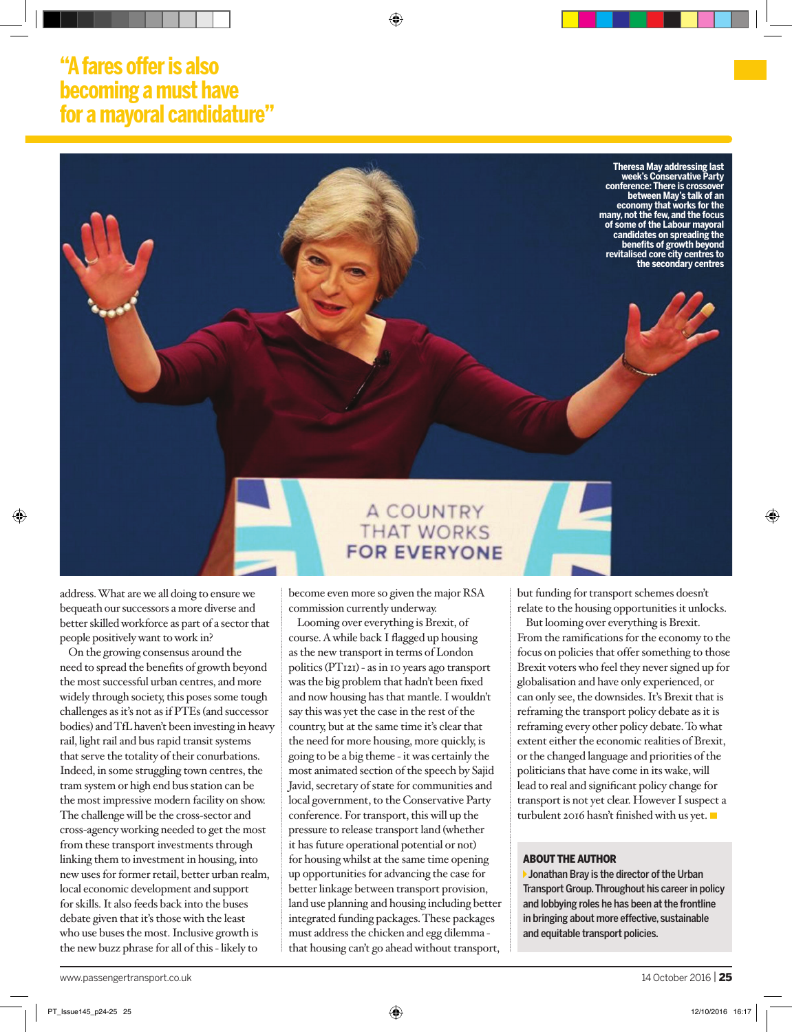## "A fares offer is also becoming a must have for a mayoral candidature"

Theresa May addressing last week's Conservative Party conference: There is crossover between May's talk of an economy that works for the many, not the few, and the focus of some of the Labour mayoral candidates on spreading the benefits of growth beyond revitalised core city centres to the secondary centres

address. What are we all doing to ensure we bequeath our successors a more diverse and better skilled workforce as part of a sector that people positively want to work in?

On the growing consensus around the need to spread the benefits of growth beyond the most successful urban centres, and more widely through society, this poses some tough challenges as it's not as if PTEs (and successor bodies) and TfL haven't been investing in heavy rail, light rail and bus rapid transit systems that serve the totality of their conurbations. Indeed, in some struggling town centres, the tram system or high end bus station can be the most impressive modern facility on show. The challenge will be the cross-sector and cross-agency working needed to get the most from these transport investments through linking them to investment in housing, into new uses for former retail, better urban realm, local economic development and support for skills. It also feeds back into the buses debate given that it's those with the least who use buses the most. Inclusive growth is the new buzz phrase for all of this - likely to become even more so given the major RSA commission currently underway.

Looming over everything is Brexit, of course. A while back I flagged up housing as the new transport in terms of London politics (PT121) - as in 10 years ago transport was the big problem that hadn't been fixed and now housing has that mantle. I wouldn't say this was yet the case in the rest of the country, but at the same time it's clear that the need for more housing, more quickly, is going to be a big theme - it was certainly the most animated section of the speech by Sajid Javid, secretary of state for communities and local government, to the Conservative Party conference. For transport, this will up the pressure to release transport land (whether it has future operational potential or not) for housing whilst at the same time opening up opportunities for advancing the case for better linkage between transport provision, land use planning and housing including better integrated funding packages. These packages must address the chicken and egg dilemma - that housing can't go ahead without transport, but funding for transport schemes doesn't relate to the housing opportunities it unlocks.

But looming over everything is Brexit. From the ramifications for the economy to the focus on policies that offer something to those Brexit voters who feel they never signed up for globalisation and have only experienced, or can only see, the downsides. It's Brexit that is reframing the transport policy debate as it is reframing every other policy debate. To what extent either the economic realities of Brexit, or the changed language and priorities of the politicians that have come in its wake, will lead to real and significant policy change for transport is not yet clear. However I suspect a turbulent 2016 hasn't finished with us yet. ■

**ABOUT THE AUTHOR**

Jonathan Bray is the director of the Urban Transport Group. Throughout his career in policy and lobbying roles he has been at the frontline in bringing about more effective, sustainable and equitable transport policies.